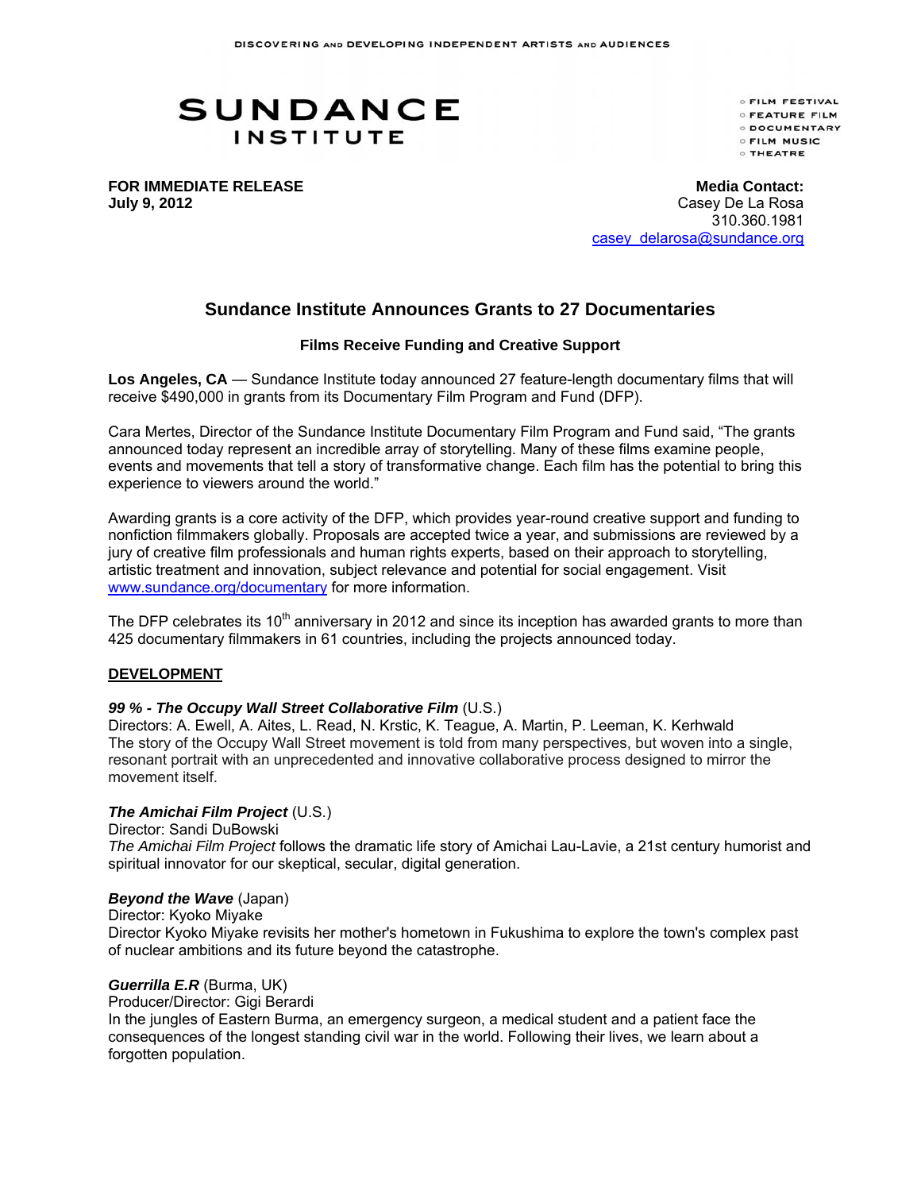DISCOVERING AND DEVELOPING INDEPENDENT ARTISTS AND AUDIENCES

# SUNDANCE INSTITUTE

- FILM FESTIVAL
- FEATURE FILM
- DOCUMENTARY
- FILM MUSIC
- THEATRE

**FOR IMMEDIATE RELEASE**
**July 9, 2012**

**Media Contact:**
Casey De La Rosa
310.360.1981
casey_delarosa@sundance.org

## Sundance Institute Announces Grants to 27 Documentaries

### Films Receive Funding and Creative Support

**Los Angeles, CA** — Sundance Institute today announced 27 feature-length documentary films that will receive $490,000 in grants from its Documentary Film Program and Fund (DFP).

Cara Mertes, Director of the Sundance Institute Documentary Film Program and Fund said, "The grants announced today represent an incredible array of storytelling. Many of these films examine people, events and movements that tell a story of transformative change. Each film has the potential to bring this experience to viewers around the world."

Awarding grants is a core activity of the DFP, which provides year-round creative support and funding to nonfiction filmmakers globally. Proposals are accepted twice a year, and submissions are reviewed by a jury of creative film professionals and human rights experts, based on their approach to storytelling, artistic treatment and innovation, subject relevance and potential for social engagement. Visit www.sundance.org/documentary for more information.

The DFP celebrates its 10th anniversary in 2012 and since its inception has awarded grants to more than 425 documentary filmmakers in 61 countries, including the projects announced today.

**DEVELOPMENT**

***99 % - The Occupy Wall Street Collaborative Film*** (U.S.)
Directors: A. Ewell, A. Aites, L. Read, N. Krstic, K. Teague, A. Martin, P. Leeman, K. Kerhwald
The story of the Occupy Wall Street movement is told from many perspectives, but woven into a single, resonant portrait with an unprecedented and innovative collaborative process designed to mirror the movement itself.

***The Amichai Film Project*** (U.S.)
Director: Sandi DuBowski
*The Amichai Film Project* follows the dramatic life story of Amichai Lau-Lavie, a 21st century humorist and spiritual innovator for our skeptical, secular, digital generation.

***Beyond the Wave*** (Japan)
Director: Kyoko Miyake
Director Kyoko Miyake revisits her mother's hometown in Fukushima to explore the town's complex past of nuclear ambitions and its future beyond the catastrophe.

***Guerrilla E.R*** (Burma, UK)
Producer/Director: Gigi Berardi
In the jungles of Eastern Burma, an emergency surgeon, a medical student and a patient face the consequences of the longest standing civil war in the world. Following their lives, we learn about a forgotten population.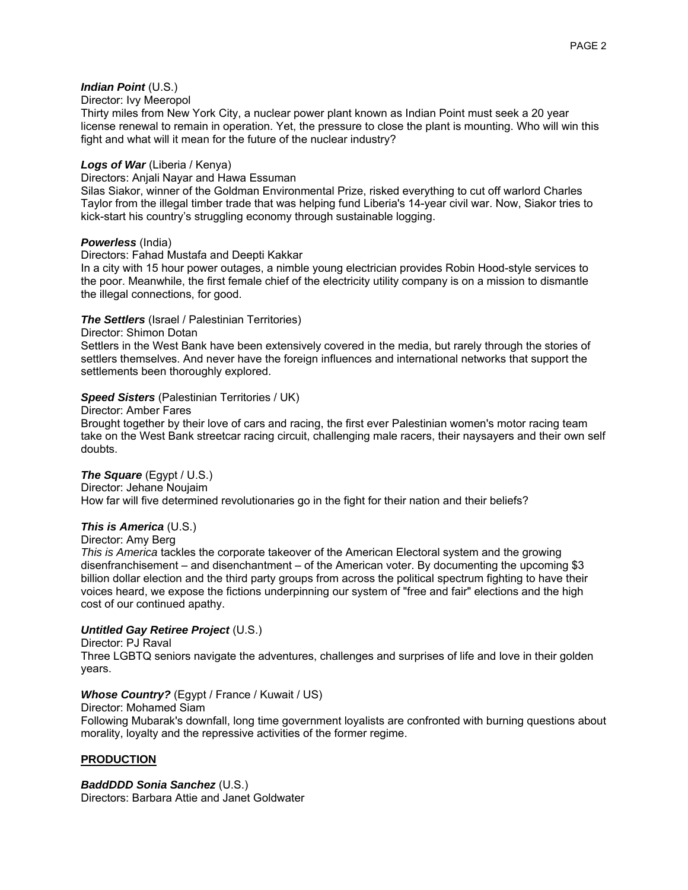***Indian Point*** (U.S.)
Director: Ivy Meeropol
Thirty miles from New York City, a nuclear power plant known as Indian Point must seek a 20 year license renewal to remain in operation. Yet, the pressure to close the plant is mounting. Who will win this fight and what will it mean for the future of the nuclear industry?

***Logs of War*** (Liberia / Kenya)
Directors: Anjali Nayar and Hawa Essuman
Silas Siakor, winner of the Goldman Environmental Prize, risked everything to cut off warlord Charles Taylor from the illegal timber trade that was helping fund Liberia's 14-year civil war. Now, Siakor tries to kick-start his country's struggling economy through sustainable logging.

***Powerless*** (India)
Directors: Fahad Mustafa and Deepti Kakkar
In a city with 15 hour power outages, a nimble young electrician provides Robin Hood-style services to the poor. Meanwhile, the first female chief of the electricity utility company is on a mission to dismantle the illegal connections, for good.

***The Settlers*** (Israel / Palestinian Territories)
Director: Shimon Dotan
Settlers in the West Bank have been extensively covered in the media, but rarely through the stories of settlers themselves. And never have the foreign influences and international networks that support the settlements been thoroughly explored.

***Speed Sisters*** (Palestinian Territories / UK)
Director: Amber Fares
Brought together by their love of cars and racing, the first ever Palestinian women's motor racing team take on the West Bank streetcar racing circuit, challenging male racers, their naysayers and their own self doubts.

***The Square*** (Egypt / U.S.)
Director: Jehane Noujaim
How far will five determined revolutionaries go in the fight for their nation and their beliefs?

***This is America*** (U.S.)
Director: Amy Berg
*This is America* tackles the corporate takeover of the American Electoral system and the growing disenfranchisement – and disenchantment – of the American voter. By documenting the upcoming $3 billion dollar election and the third party groups from across the political spectrum fighting to have their voices heard, we expose the fictions underpinning our system of "free and fair" elections and the high cost of our continued apathy.

***Untitled Gay Retiree Project*** (U.S.)
Director: PJ Raval
Three LGBTQ seniors navigate the adventures, challenges and surprises of life and love in their golden years.

***Whose Country?*** (Egypt / France / Kuwait / US)
Director: Mohamed Siam
Following Mubarak's downfall, long time government loyalists are confronted with burning questions about morality, loyalty and the repressive activities of the former regime.

**PRODUCTION**

***BaddDDD Sonia Sanchez*** (U.S.)
Directors: Barbara Attie and Janet Goldwater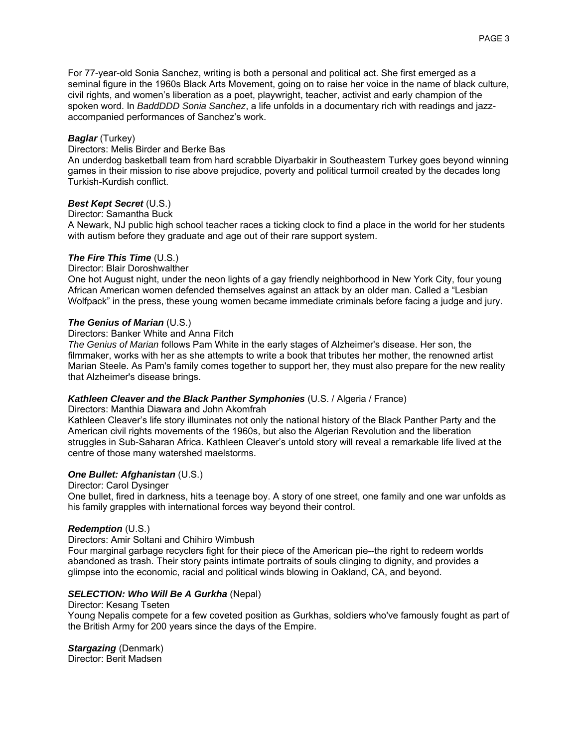For 77-year-old Sonia Sanchez, writing is both a personal and political act. She first emerged as a seminal figure in the 1960s Black Arts Movement, going on to raise her voice in the name of black culture, civil rights, and women's liberation as a poet, playwright, teacher, activist and early champion of the spoken word. In *BaddDDD Sonia Sanchez*, a life unfolds in a documentary rich with readings and jazz-accompanied performances of Sanchez's work.

***Baglar*** (Turkey)
Directors: Melis Birder and Berke Bas
An underdog basketball team from hard scrabble Diyarbakir in Southeastern Turkey goes beyond winning games in their mission to rise above prejudice, poverty and political turmoil created by the decades long Turkish-Kurdish conflict.

***Best Kept Secret*** (U.S.)
Director: Samantha Buck
A Newark, NJ public high school teacher races a ticking clock to find a place in the world for her students with autism before they graduate and age out of their rare support system.

***The Fire This Time*** (U.S.)
Director: Blair Doroshwalther
One hot August night, under the neon lights of a gay friendly neighborhood in New York City, four young African American women defended themselves against an attack by an older man. Called a "Lesbian Wolfpack" in the press, these young women became immediate criminals before facing a judge and jury.

***The Genius of Marian*** (U.S.)
Directors: Banker White and Anna Fitch
*The Genius of Marian* follows Pam White in the early stages of Alzheimer's disease. Her son, the filmmaker, works with her as she attempts to write a book that tributes her mother, the renowned artist Marian Steele. As Pam's family comes together to support her, they must also prepare for the new reality that Alzheimer's disease brings.

***Kathleen Cleaver and the Black Panther Symphonies*** (U.S. / Algeria / France)
Directors: Manthia Diawara and John Akomfrah
Kathleen Cleaver's life story illuminates not only the national history of the Black Panther Party and the American civil rights movements of the 1960s, but also the Algerian Revolution and the liberation struggles in Sub-Saharan Africa. Kathleen Cleaver's untold story will reveal a remarkable life lived at the centre of those many watershed maelstorms.

***One Bullet: Afghanistan*** (U.S.)
Director: Carol Dysinger
One bullet, fired in darkness, hits a teenage boy. A story of one street, one family and one war unfolds as his family grapples with international forces way beyond their control.

***Redemption*** (U.S.)
Directors: Amir Soltani and Chihiro Wimbush
Four marginal garbage recyclers fight for their piece of the American pie--the right to redeem worlds abandoned as trash. Their story paints intimate portraits of souls clinging to dignity, and provides a glimpse into the economic, racial and political winds blowing in Oakland, CA, and beyond.

***SELECTION: Who Will Be A Gurkha*** (Nepal)
Director: Kesang Tseten
Young Nepalis compete for a few coveted position as Gurkhas, soldiers who've famously fought as part of the British Army for 200 years since the days of the Empire.

***Stargazing*** (Denmark)
Director: Berit Madsen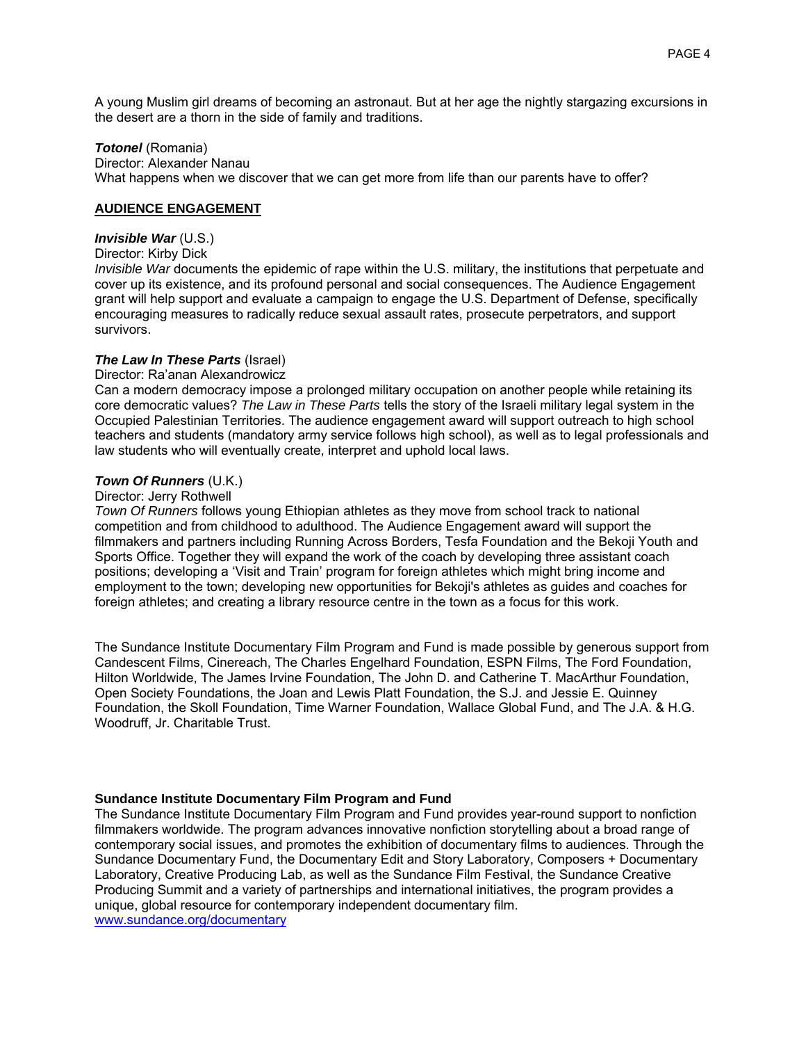A young Muslim girl dreams of becoming an astronaut. But at her age the nightly stargazing excursions in the desert are a thorn in the side of family and traditions.

***Totonel*** (Romania)
Director: Alexander Nanau
What happens when we discover that we can get more from life than our parents have to offer?

**AUDIENCE ENGAGEMENT**

***Invisible War*** (U.S.)
Director: Kirby Dick
*Invisible War* documents the epidemic of rape within the U.S. military, the institutions that perpetuate and cover up its existence, and its profound personal and social consequences. The Audience Engagement grant will help support and evaluate a campaign to engage the U.S. Department of Defense, specifically encouraging measures to radically reduce sexual assault rates, prosecute perpetrators, and support survivors.

***The Law In These Parts*** (Israel)
Director: Ra'anan Alexandrowicz
Can a modern democracy impose a prolonged military occupation on another people while retaining its core democratic values? *The Law in These Parts* tells the story of the Israeli military legal system in the Occupied Palestinian Territories. The audience engagement award will support outreach to high school teachers and students (mandatory army service follows high school), as well as to legal professionals and law students who will eventually create, interpret and uphold local laws.

***Town Of Runners*** (U.K.)
Director: Jerry Rothwell
*Town Of Runners* follows young Ethiopian athletes as they move from school track to national competition and from childhood to adulthood. The Audience Engagement award will support the filmmakers and partners including Running Across Borders, Tesfa Foundation and the Bekoji Youth and Sports Office. Together they will expand the work of the coach by developing three assistant coach positions; developing a 'Visit and Train' program for foreign athletes which might bring income and employment to the town; developing new opportunities for Bekoji's athletes as guides and coaches for foreign athletes; and creating a library resource centre in the town as a focus for this work.

The Sundance Institute Documentary Film Program and Fund is made possible by generous support from Candescent Films, Cinereach, The Charles Engelhard Foundation, ESPN Films, The Ford Foundation, Hilton Worldwide, The James Irvine Foundation, The John D. and Catherine T. MacArthur Foundation, Open Society Foundations, the Joan and Lewis Platt Foundation, the S.J. and Jessie E. Quinney Foundation, the Skoll Foundation, Time Warner Foundation, Wallace Global Fund, and The J.A. & H.G. Woodruff, Jr. Charitable Trust.

**Sundance Institute Documentary Film Program and Fund**
The Sundance Institute Documentary Film Program and Fund provides year-round support to nonfiction filmmakers worldwide. The program advances innovative nonfiction storytelling about a broad range of contemporary social issues, and promotes the exhibition of documentary films to audiences. Through the Sundance Documentary Fund, the Documentary Edit and Story Laboratory, Composers + Documentary Laboratory, Creative Producing Lab, as well as the Sundance Film Festival, the Sundance Creative Producing Summit and a variety of partnerships and international initiatives, the program provides a unique, global resource for contemporary independent documentary film.
www.sundance.org/documentary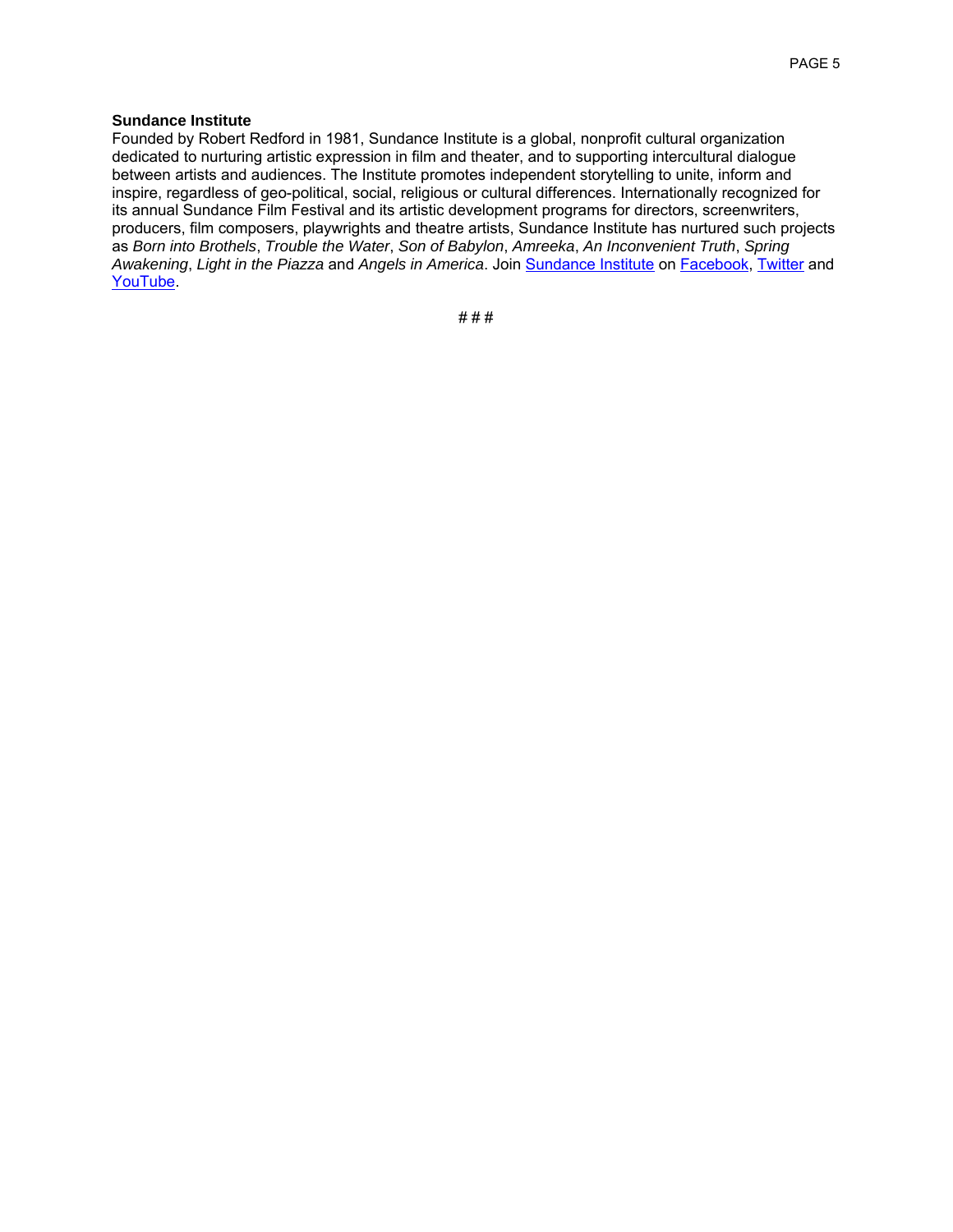**Sundance Institute**

Founded by Robert Redford in 1981, Sundance Institute is a global, nonprofit cultural organization dedicated to nurturing artistic expression in film and theater, and to supporting intercultural dialogue between artists and audiences. The Institute promotes independent storytelling to unite, inform and inspire, regardless of geo-political, social, religious or cultural differences. Internationally recognized for its annual Sundance Film Festival and its artistic development programs for directors, screenwriters, producers, film composers, playwrights and theatre artists, Sundance Institute has nurtured such projects as *Born into Brothels*, *Trouble the Water*, *Son of Babylon*, *Amreeka*, *An Inconvenient Truth*, *Spring Awakening*, *Light in the Piazza* and *Angels in America*. Join Sundance Institute on Facebook, Twitter and YouTube.

# # #